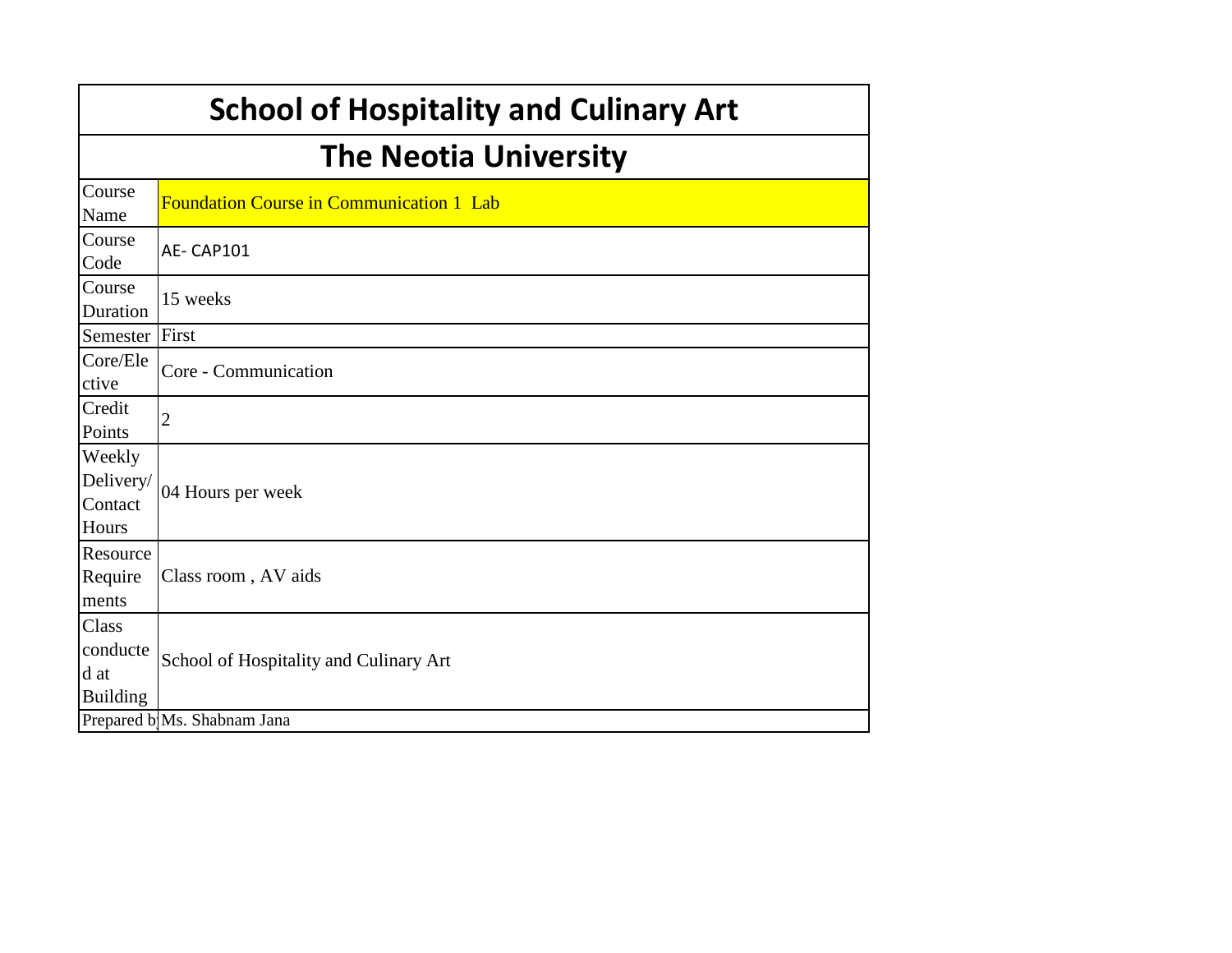# School of Hospitality and Culinary Art

## The Neotia University

| | |
|---|---|
| Course Name | Foundation Course in Communication 1 Lab |
| Course Code | AE- CAP101 |
| Course Duration | 15 weeks |
| Semester | First |
| Core/Elective | Core - Communication |
| Credit Points | 2 |
| Weekly Delivery/ Contact Hours | 04 Hours per week |
| Resource Requirements | Class room , AV aids |
| Class conducted at Building | School of Hospitality and Culinary Art |
| Prepared by | Ms. Shabnam Jana |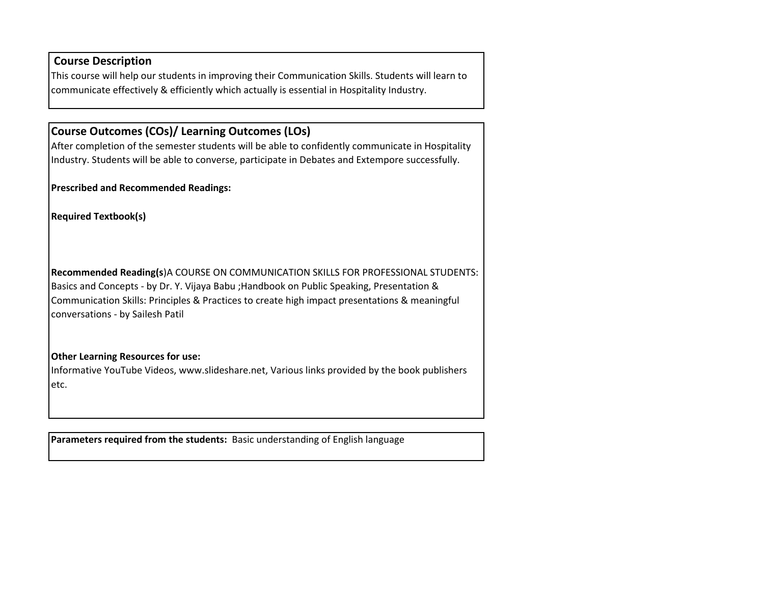## Course Description

This course will help our students in improving their Communication Skills. Students will learn to communicate effectively & efficiently which actually is essential in Hospitality Industry.

## Course Outcomes (COs)/ Learning Outcomes (LOs)

After completion of the semester students will be able to confidently communicate in Hospitality Industry. Students will be able to converse, participate in Debates and Extempore successfully.

**Prescribed and Recommended Readings:**

**Required Textbook(s)**

**Recommended Reading(s**)A COURSE ON COMMUNICATION SKILLS FOR PROFESSIONAL STUDENTS: Basics and Concepts - by Dr. Y. Vijaya Babu ;Handbook on Public Speaking, Presentation & Communication Skills: Principles & Practices to create high impact presentations & meaningful conversations - by Sailesh Patil

**Other Learning Resources for use:**

Informative YouTube Videos, www.slideshare.net, Various links provided by the book publishers etc.

**Parameters required from the students:** Basic understanding of English language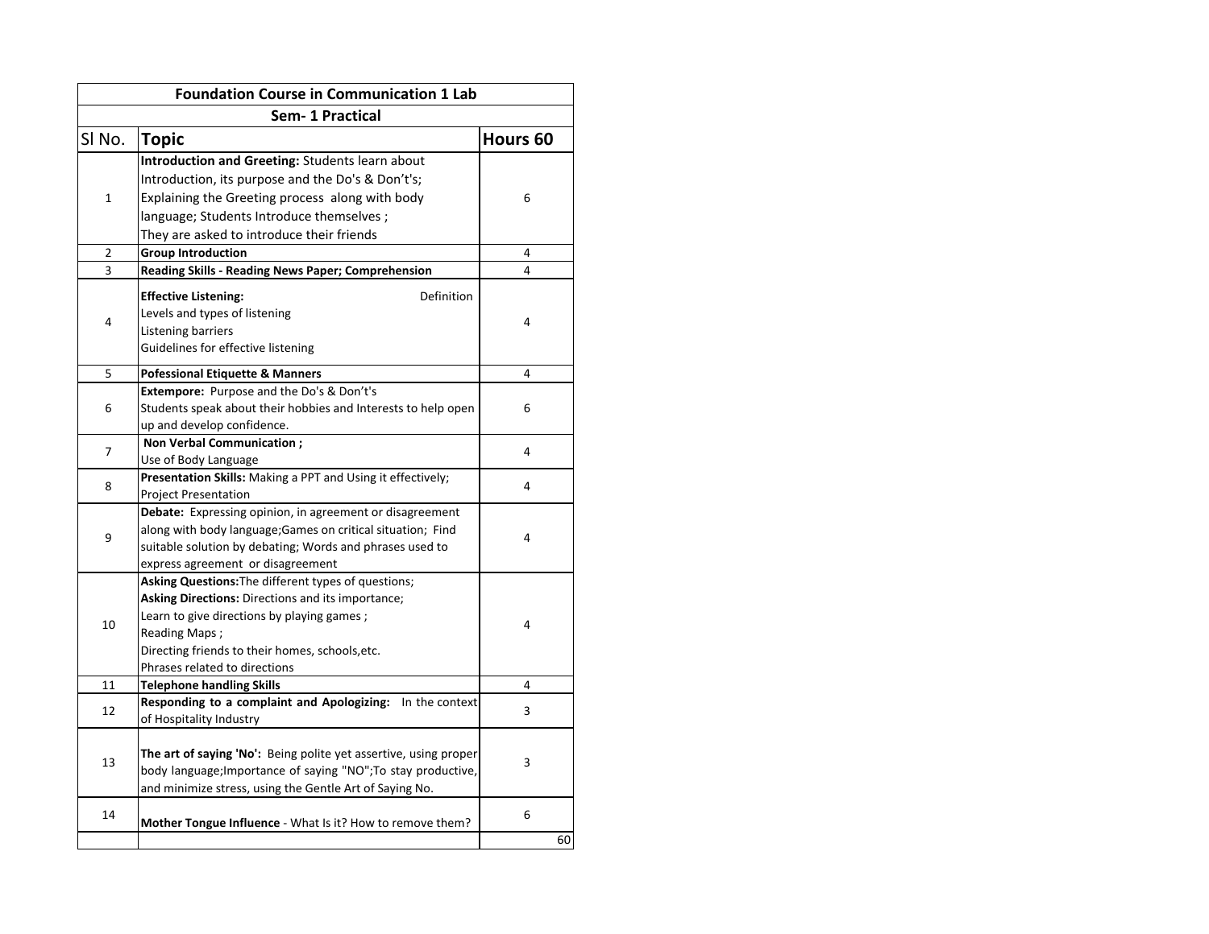| Foundation Course in Communication 1 Lab | | |
|---|---|---|
| Sem- 1 Practical | | |
| Sl No. | **Topic** | **Hours 60** |
| 1 | **Introduction and Greeting:** Students learn about Introduction, its purpose and the Do's & Don't's; Explaining the Greeting process along with body language; Students Introduce themselves ; They are asked to introduce their friends | 6 |
| 2 | **Group Introduction** | 4 |
| 3 | **Reading Skills - Reading News Paper; Comprehension** | 4 |
| 4 | **Effective Listening:** Definition Levels and types of listening Listening barriers Guidelines for effective listening | 4 |
| 5 | **Pofessional Etiquette & Manners** | 4 |
| 6 | **Extempore:** Purpose and the Do's & Don't's Students speak about their hobbies and Interests to help open up and develop confidence. | 6 |
| 7 | **Non Verbal Communication ;** Use of Body Language | 4 |
| 8 | **Presentation Skills:** Making a PPT and Using it effectively; Project Presentation | 4 |
| 9 | **Debate:** Expressing opinion, in agreement or disagreement along with body language;Games on critical situation; Find suitable solution by debating; Words and phrases used to express agreement or disagreement | 4 |
| 10 | **Asking Questions:**The different types of questions; **Asking Directions:** Directions and its importance; Learn to give directions by playing games ; Reading Maps ; Directing friends to their homes, schools,etc. Phrases related to directions | 4 |
| 11 | **Telephone handling Skills** | 4 |
| 12 | **Responding to a complaint and Apologizing:** In the context of Hospitality Industry | 3 |
| 13 | **The art of saying 'No':** Being polite yet assertive, using proper body language;Importance of saying "NO";To stay productive, and minimize stress, using the Gentle Art of Saying No. | 3 |
| 14 | **Mother Tongue Influence** - What Is it? How to remove them? | 6 |
| | | 60 |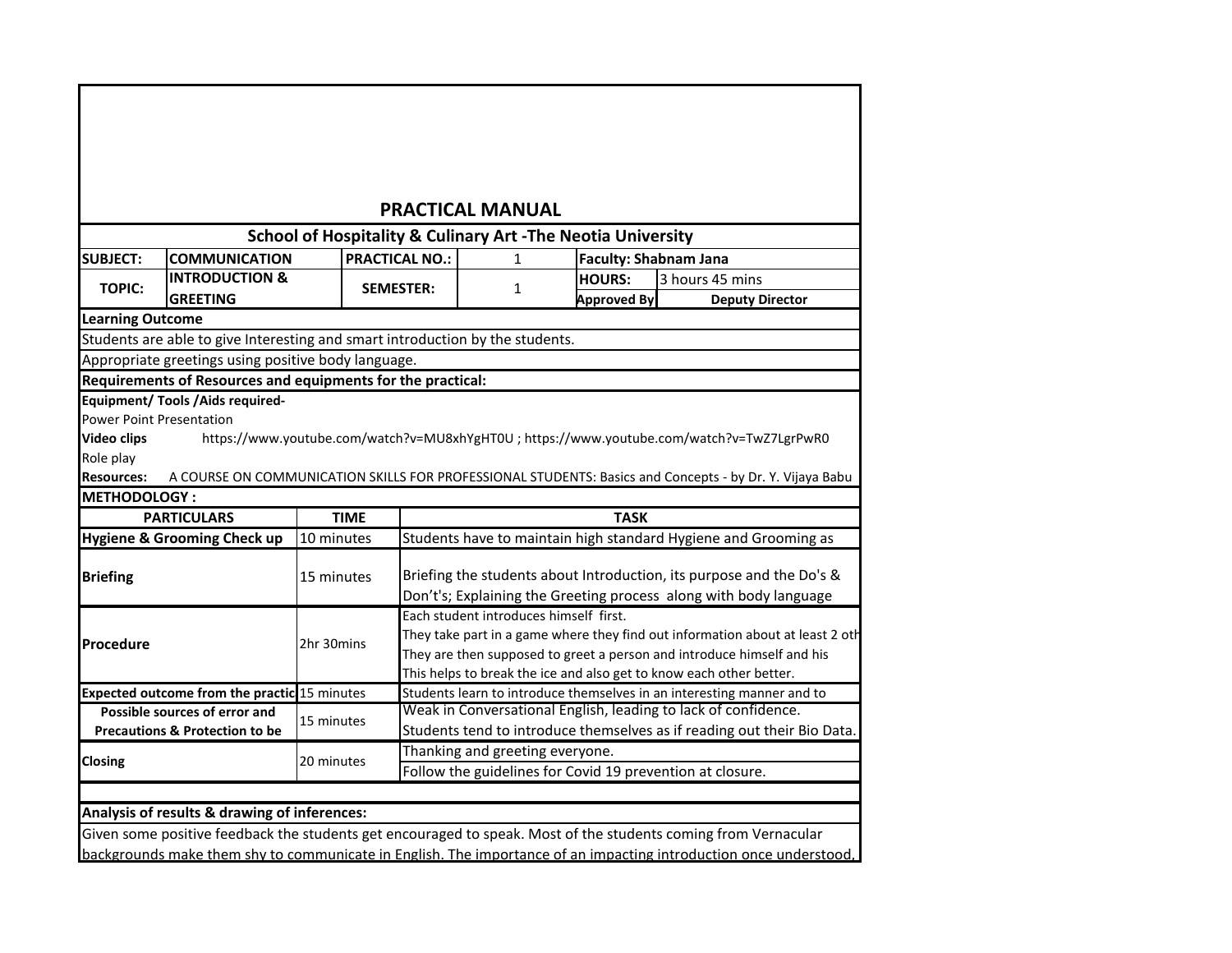# PRACTICAL MANUAL

## School of Hospitality & Culinary Art -The Neotia University

| | | | | | |
|---|---|---|---|---|---|
| **SUBJECT:** | **COMMUNICATION** | **PRACTICAL NO.:** | 1 | **Faculty: Shabnam Jana** | |
| **TOPIC:** | **INTRODUCTION & GREETING** | **SEMESTER:** | 1 | **HOURS:** | 3 hours 45 mins |
| | | | | **Approved By** | **Deputy Director** |

**Learning Outcome**

Students are able to give Interesting and smart introduction by the students.

Appropriate greetings using positive body language.

**Requirements of Resources and equipments for the practical:**

**Equipment/ Tools /Aids required-**

Power Point Presentation

**Video clips** https://www.youtube.com/watch?v=MU8xhYgHT0U ; https://www.youtube.com/watch?v=TwZ7LgrPwR0

Role play

**Resources:** A COURSE ON COMMUNICATION SKILLS FOR PROFESSIONAL STUDENTS: Basics and Concepts - by Dr. Y. Vijaya Babu

**METHODOLOGY :**

| PARTICULARS | TIME | TASK |
|---|---|---|
| **Hygiene & Grooming Check up** | 10 minutes | Students have to maintain high standard Hygiene and Grooming as |
| **Briefing** | 15 minutes | Briefing the students about Introduction, its purpose and the Do's & Don't's; Explaining the Greeting process along with body language |
| **Procedure** | 2hr 30mins | Each student introduces himself first.<br>They take part in a game where they find out information about at least 2 oth<br>They are then supposed to greet a person and introduce himself and his<br>This helps to break the ice and also get to know each other better. |
| **Expected outcome from the practic** | 15 minutes | Students learn to introduce themselves in an interesting manner and to |
| **Possible sources of error and Precautions & Protection to be** | 15 minutes | Weak in Conversational English, leading to lack of confidence.<br>Students tend to introduce themselves as if reading out their Bio Data. |
| **Closing** | 20 minutes | Thanking and greeting everyone.<br>Follow the guidelines for Covid 19 prevention at closure. |

**Analysis of results & drawing of inferences:**

Given some positive feedback the students get encouraged to speak. Most of the students coming from Vernacular backgrounds make them shy to communicate in English. The importance of an impacting introduction once understood,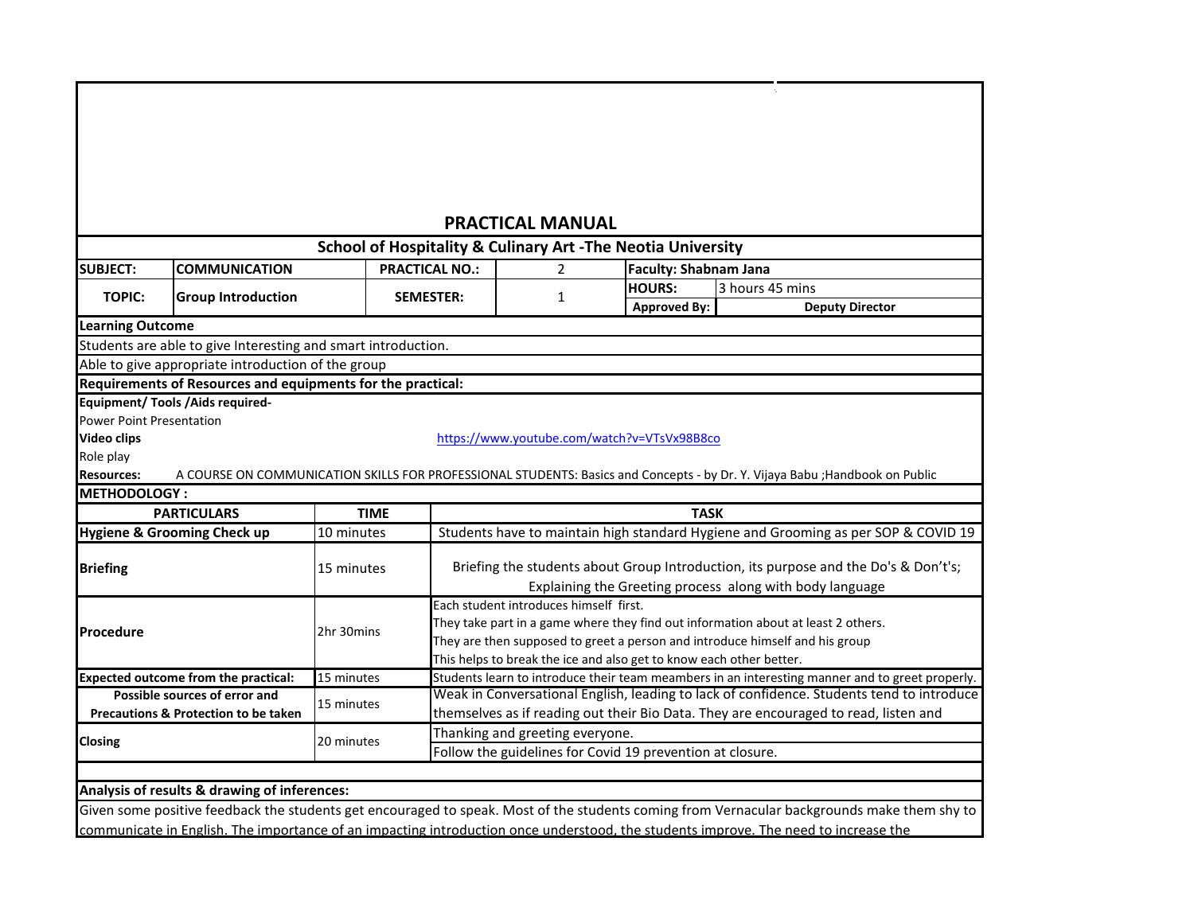# PRACTICAL MANUAL

## School of Hospitality & Culinary Art -The Neotia University

| SUBJECT: | COMMUNICATION | PRACTICAL NO.: | 2 | Faculty: Shabnam Jana | |
|---|---|---|---|---|---|
| TOPIC: | Group Introduction | SEMESTER: | 1 | HOURS: | 3 hours 45 mins |
| | | | | Approved By: | Deputy Director |

**Learning Outcome**

Students are able to give Interesting and smart introduction.

Able to give appropriate introduction of the group

**Requirements of Resources and equipments for the practical:**

**Equipment/ Tools /Aids required-**

Power Point Presentation

**Video clips** https://www.youtube.com/watch?v=VTsVx98B8co

Role play

**Resources:** A COURSE ON COMMUNICATION SKILLS FOR PROFESSIONAL STUDENTS: Basics and Concepts - by Dr. Y. Vijaya Babu ;Handbook on Public

**METHODOLOGY :**

| PARTICULARS | TIME | TASK |
|---|---|---|
| **Hygiene & Grooming Check up** | 10 minutes | Students have to maintain high standard Hygiene and Grooming as per SOP & COVID 19 |
| **Briefing** | 15 minutes | Briefing the students about Group Introduction, its purpose and the Do's & Don't's; Explaining the Greeting process along with body language |
| **Procedure** | 2hr 30mins | Each student introduces himself first. They take part in a game where they find out information about at least 2 others. They are then supposed to greet a person and introduce himself and his group. This helps to break the ice and also get to know each other better. |
| **Expected outcome from the practical:** | 15 minutes | Students learn to introduce their team meambers in an interesting manner and to greet properly. |
| **Possible sources of error and Precautions & Protection to be taken** | 15 minutes | Weak in Conversational English, leading to lack of confidence. Students tend to introduce themselves as if reading out their Bio Data. They are encouraged to read, listen and |
| **Closing** | 20 minutes | Thanking and greeting everyone. Follow the guidelines for Covid 19 prevention at closure. |

**Analysis of results & drawing of inferences:**

Given some positive feedback the students get encouraged to speak. Most of the students coming from Vernacular backgrounds make them shy to communicate in English. The importance of an impacting introduction once understood, the students improve. The need to increase the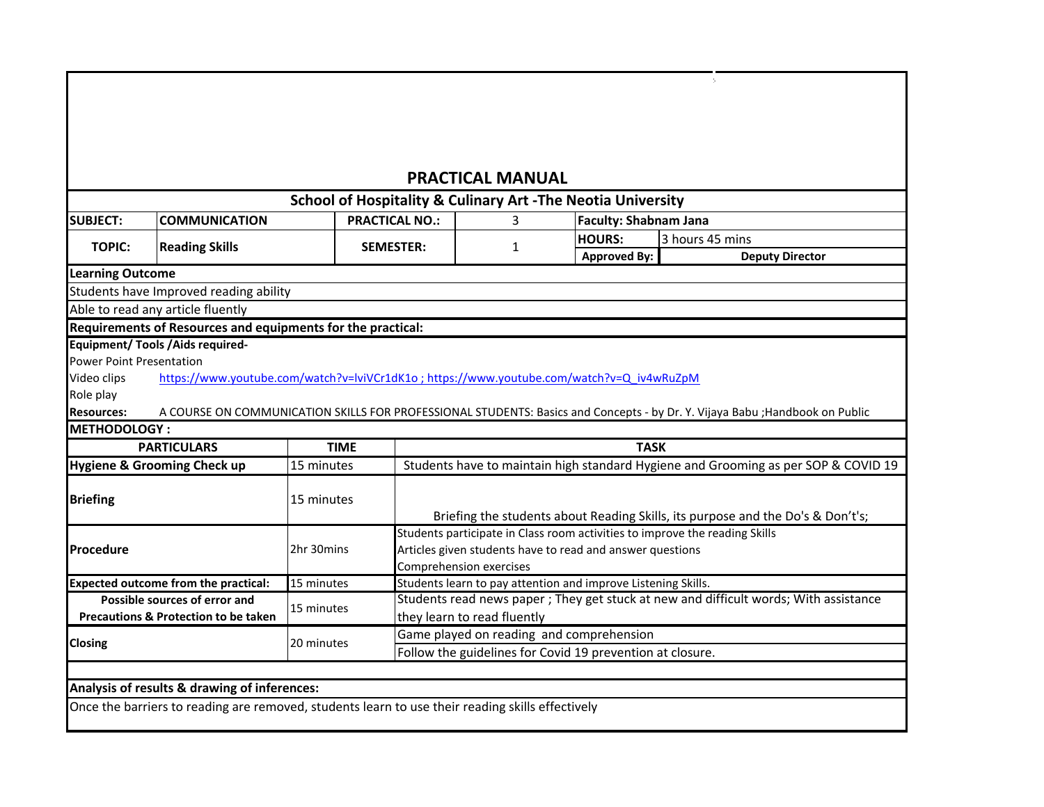# PRACTICAL MANUAL

## School of Hospitality & Culinary Art -The Neotia University

| | | | | | |
|---|---|---|---|---|---|
| **SUBJECT:** | **COMMUNICATION** | **PRACTICAL NO.:** | 3 | **Faculty: Shabnam Jana** | |
| **TOPIC:** | **Reading Skills** | **SEMESTER:** | 1 | **HOURS:** | 3 hours 45 mins |
| | | | | **Approved By:** | **Deputy Director** |

**Learning Outcome**

Students have Improved reading ability

Able to read any article fluently

**Requirements of Resources and equipments for the practical:**

**Equipment/ Tools /Aids required-**

Power Point Presentation

Video clips https://www.youtube.com/watch?v=lviVCr1dK1o ; https://www.youtube.com/watch?v=Q_iv4wRuZpM

Role play

**Resources:** A COURSE ON COMMUNICATION SKILLS FOR PROFESSIONAL STUDENTS: Basics and Concepts - by Dr. Y. Vijaya Babu ;Handbook on Public

**METHODOLOGY :**

| PARTICULARS | TIME | TASK |
|---|---|---|
| **Hygiene & Grooming Check up** | 15 minutes | Students have to maintain high standard Hygiene and Grooming as per SOP & COVID 19 |
| **Briefing** | 15 minutes | Briefing the students about Reading Skills, its purpose and the Do's & Don't's; |
| **Procedure** | 2hr 30mins | Students participate in Class room activities to improve the reading Skills<br>Articles given students have to read and answer questions<br>Comprehension exercises |
| **Expected outcome from the practical:** | 15 minutes | Students learn to pay attention and improve Listening Skills. |
| **Possible sources of error and Precautions & Protection to be taken** | 15 minutes | Students read news paper ; They get stuck at new and difficult words; With assistance they learn to read fluently |
| **Closing** | 20 minutes | Game played on reading and comprehension<br>Follow the guidelines for Covid 19 prevention at closure. |

**Analysis of results & drawing of inferences:**

Once the barriers to reading are removed, students learn to use their reading skills effectively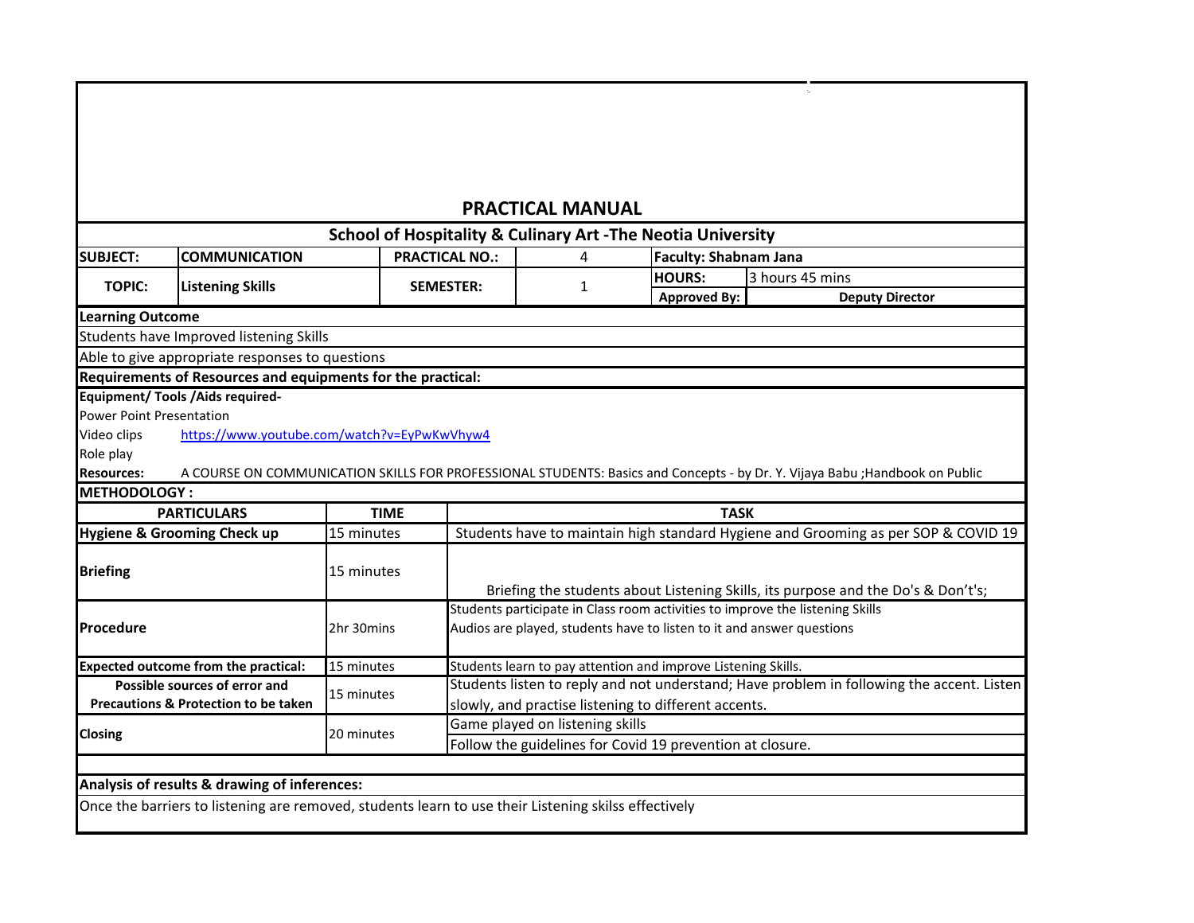# PRACTICAL MANUAL

## School of Hospitality & Culinary Art -The Neotia University

| SUBJECT: | COMMUNICATION | PRACTICAL NO.: | 4 | Faculty: Shabnam Jana | |
|---|---|---|---|---|---|
| TOPIC: | Listening Skills | SEMESTER: | 1 | HOURS: | 3 hours 45 mins |
| | | | | Approved By: | Deputy Director |

**Learning Outcome**

Students have Improved listening Skills

Able to give appropriate responses to questions

**Requirements of Resources and equipments for the practical:**

**Equipment/ Tools /Aids required-**

Power Point Presentation

Video clips https://www.youtube.com/watch?v=EyPwKwVhyw4

Role play

**Resources:** A COURSE ON COMMUNICATION SKILLS FOR PROFESSIONAL STUDENTS: Basics and Concepts - by Dr. Y. Vijaya Babu ;Handbook on Public

**METHODOLOGY :**

| PARTICULARS | TIME | TASK |
|---|---|---|
| **Hygiene & Grooming Check up** | 15 minutes | Students have to maintain high standard Hygiene and Grooming as per SOP & COVID 19 |
| **Briefing** | 15 minutes | Briefing the students about Listening Skills, its purpose and the Do's & Don't's; |
| **Procedure** | 2hr 30mins | Students participate in Class room activities to improve the listening Skills<br>Audios are played, students have to listen to it and answer questions |
| **Expected outcome from the practical:** | 15 minutes | Students learn to pay attention and improve Listening Skills. |
| **Possible sources of error and Precautions & Protection to be taken** | 15 minutes | Students listen to reply and not understand; Have problem in following the accent. Listen slowly, and practise listening to different accents. |
| **Closing** | 20 minutes | Game played on listening skills<br>Follow the guidelines for Covid 19 prevention at closure. |

**Analysis of results & drawing of inferences:**

Once the barriers to listening are removed, students learn to use their Listening skilss effectively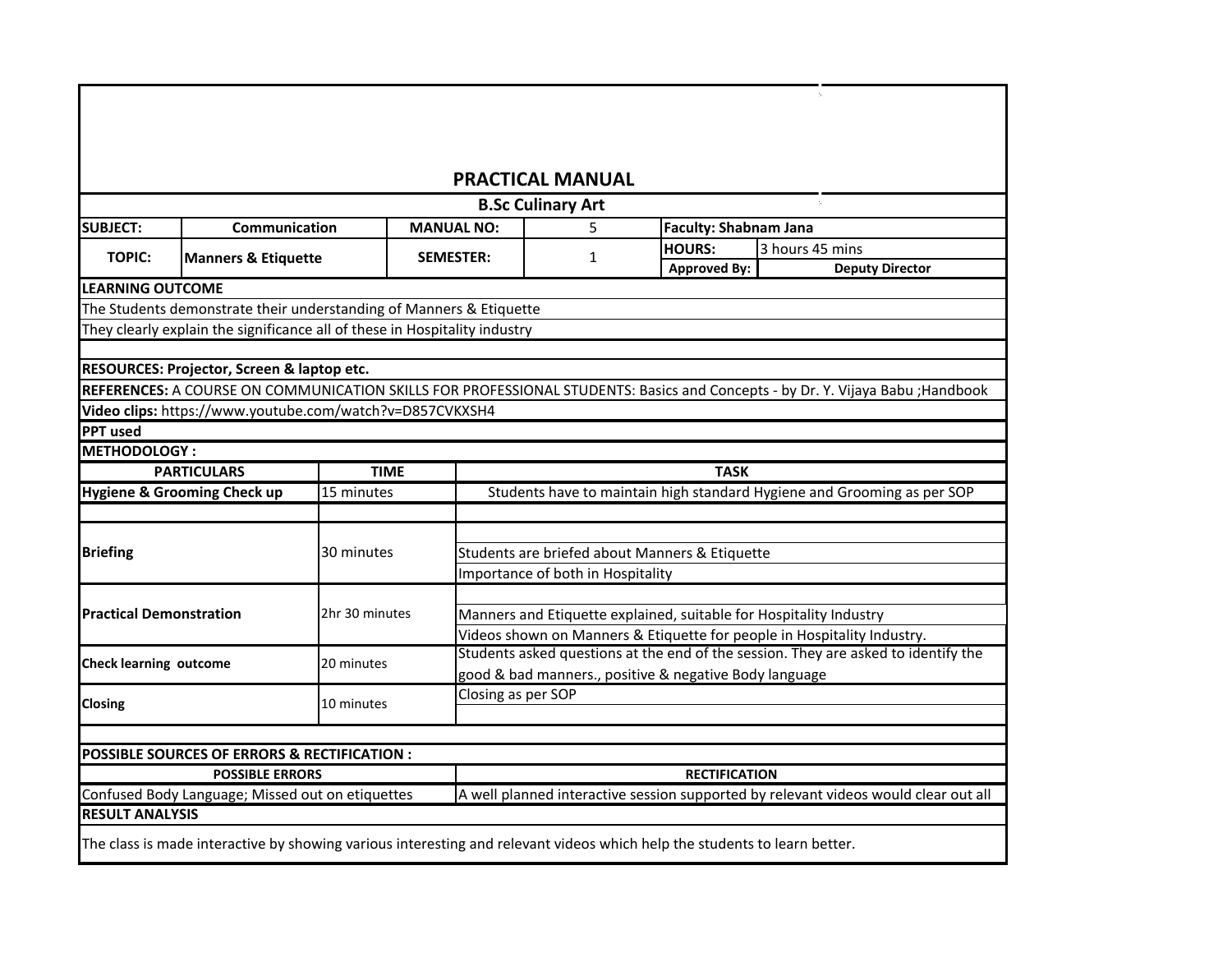# PRACTICAL MANUAL

## B.Sc Culinary Art

| SUBJECT: | Communication | MANUAL NO: | 5 | Faculty: Shabnam Jana | |
|---|---|---|---|---|---|
| TOPIC: | Manners & Etiquette | SEMESTER: | 1 | HOURS: | 3 hours 45 mins |
| | | | | Approved By: | Deputy Director |

**LEARNING OUTCOME**

The Students demonstrate their understanding of Manners & Etiquette

They clearly explain the significance all of these in Hospitality industry

**RESOURCES: Projector, Screen & laptop etc.**

**REFERENCES:** A COURSE ON COMMUNICATION SKILLS FOR PROFESSIONAL STUDENTS: Basics and Concepts - by Dr. Y. Vijaya Babu ;Handbook

**Video clips:** https://www.youtube.com/watch?v=D857CVKXSH4

**PPT used**

**METHODOLOGY :**

| PARTICULARS | TIME | TASK |
|---|---|---|
| **Hygiene & Grooming Check up** | 15 minutes | Students have to maintain high standard Hygiene and Grooming as per SOP |
| **Briefing** | 30 minutes | Students are briefed about Manners & Etiquette<br>Importance of both in Hospitality |
| **Practical Demonstration** | 2hr 30 minutes | Manners and Etiquette explained, suitable for Hospitality Industry<br>Videos shown on Manners & Etiquette for people in Hospitality Industry. |
| **Check learning outcome** | 20 minutes | Students asked questions at the end of the session. They are asked to identify the good & bad manners., positive & negative Body language |
| **Closing** | 10 minutes | Closing as per SOP |

**POSSIBLE SOURCES OF ERRORS & RECTIFICATION :**

| POSSIBLE ERRORS | RECTIFICATION |
|---|---|
| Confused Body Language; Missed out on etiquettes | A well planned interactive session supported by relevant videos would clear out all |

**RESULT ANALYSIS**

The class is made interactive by showing various interesting and relevant videos which help the students to learn better.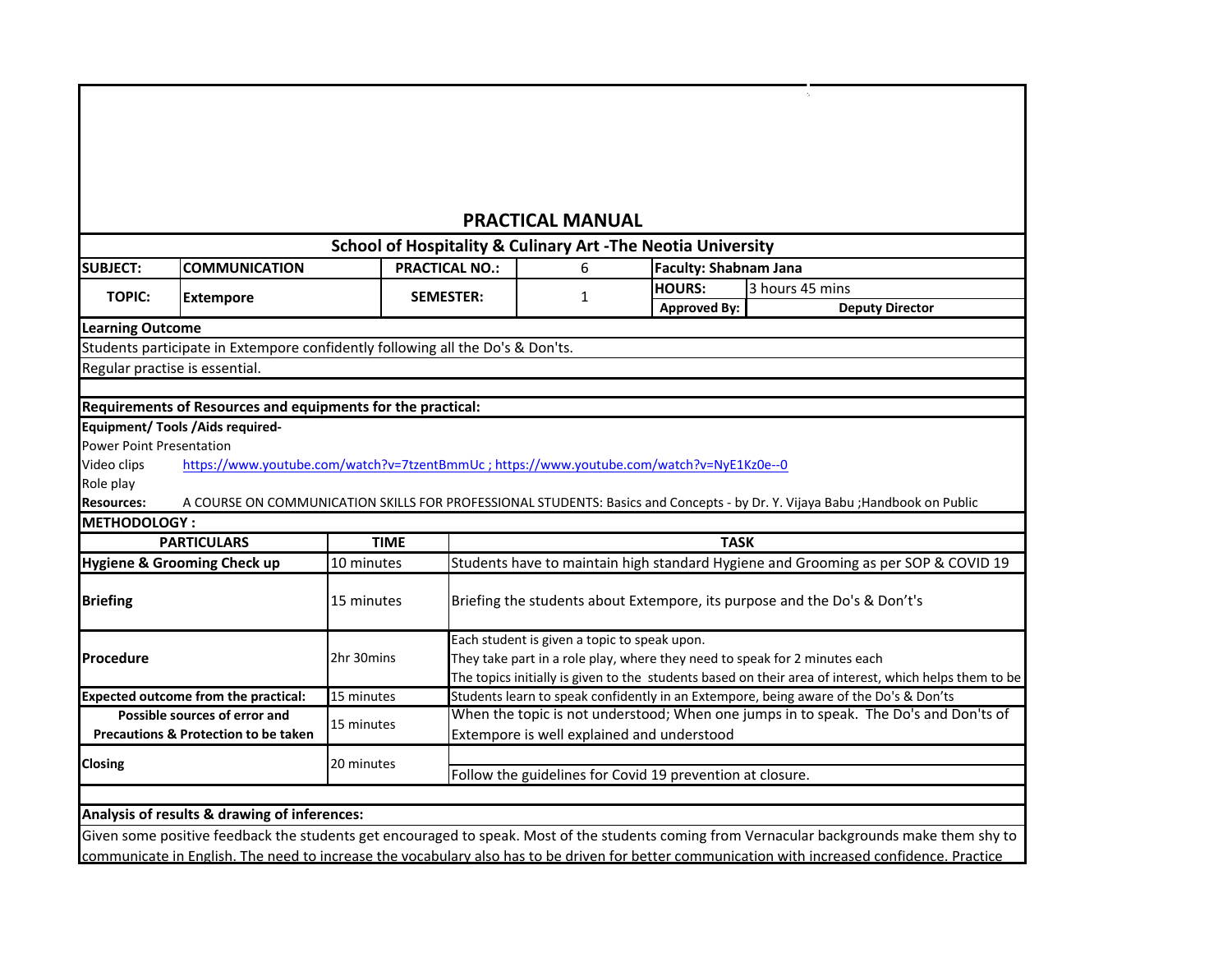# PRACTICAL MANUAL

## School of Hospitality & Culinary Art -The Neotia University

| SUBJECT: | COMMUNICATION | PRACTICAL NO.: | 6 | Faculty: Shabnam Jana | |
|---|---|---|---|---|---|
| TOPIC: | Extempore | SEMESTER: | 1 | HOURS: | 3 hours 45 mins |
| | | | | Approved By: | Deputy Director |

**Learning Outcome**

Students participate in Extempore confidently following all the Do's & Don'ts.

Regular practise is essential.

**Requirements of Resources and equipments for the practical:**

**Equipment/ Tools /Aids required-**

Power Point Presentation

Video clips https://www.youtube.com/watch?v=7tzentBmmUc ; https://www.youtube.com/watch?v=NyE1Kz0e--0

Role play

**Resources:** A COURSE ON COMMUNICATION SKILLS FOR PROFESSIONAL STUDENTS: Basics and Concepts - by Dr. Y. Vijaya Babu ;Handbook on Public

**METHODOLOGY :**

| PARTICULARS | TIME | TASK |
|---|---|---|
| **Hygiene & Grooming Check up** | 10 minutes | Students have to maintain high standard Hygiene and Grooming as per SOP & COVID 19 |
| **Briefing** | 15 minutes | Briefing the students about Extempore, its purpose and the Do's & Don't's |
| **Procedure** | 2hr 30mins | Each student is given a topic to speak upon.<br>They take part in a role play, where they need to speak for 2 minutes each<br>The topics initially is given to the students based on their area of interest, which helps them to be |
| **Expected outcome from the practical:** | 15 minutes | Students learn to speak confidently in an Extempore, being aware of the Do's & Don'ts |
| **Possible sources of error and Precautions & Protection to be taken** | 15 minutes | When the topic is not understood; When one jumps in to speak. The Do's and Don'ts of Extempore is well explained and understood |
| **Closing** | 20 minutes | Follow the guidelines for Covid 19 prevention at closure. |

**Analysis of results & drawing of inferences:**

Given some positive feedback the students get encouraged to speak. Most of the students coming from Vernacular backgrounds make them shy to communicate in English. The need to increase the vocabulary also has to be driven for better communication with increased confidence. Practice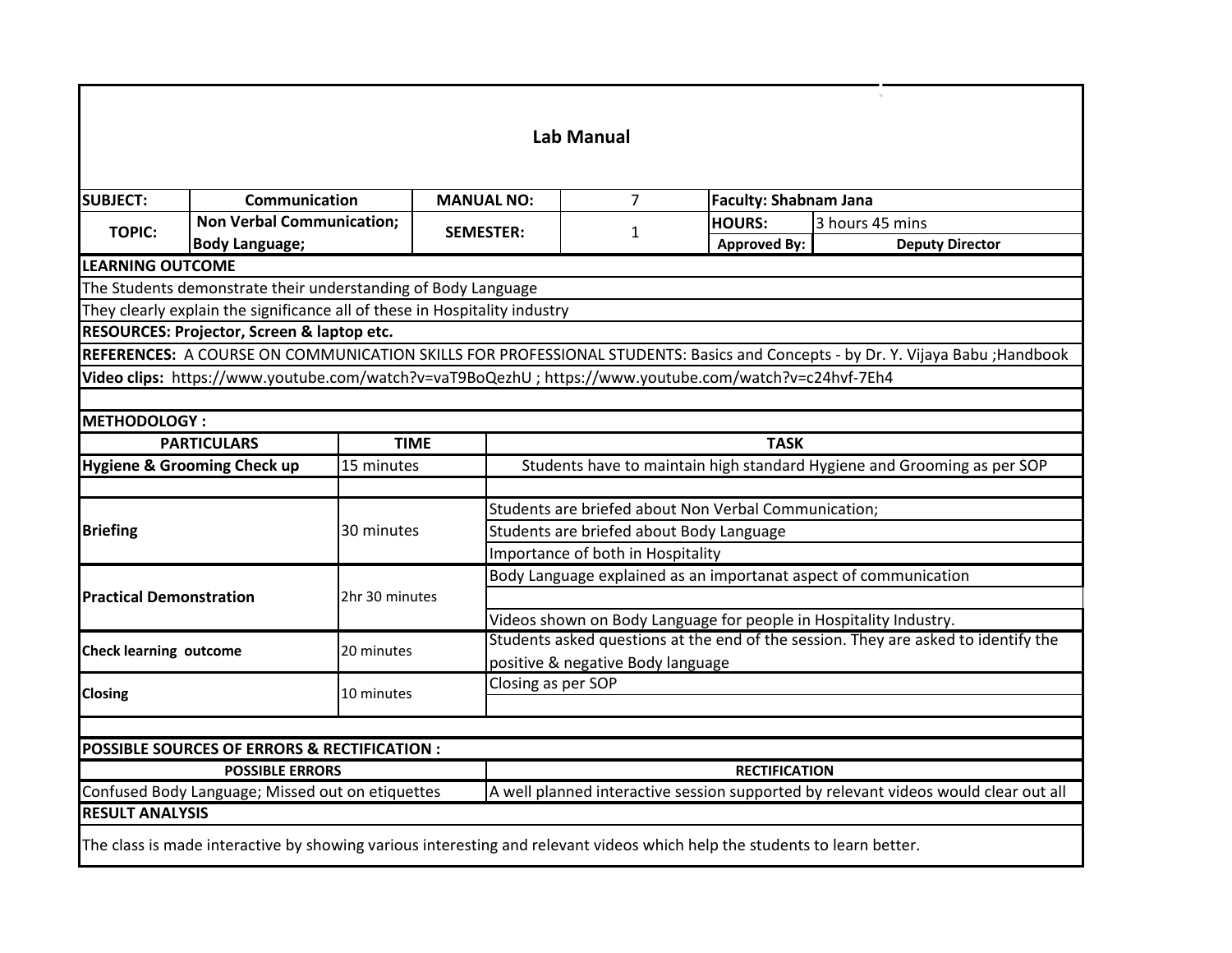# Lab Manual

| SUBJECT: | Communication | MANUAL NO: | 7 | Faculty: Shabnam Jana | |
|---|---|---|---|---|---|
| TOPIC: | Non Verbal Communication; Body Language; | SEMESTER: | 1 | HOURS: | 3 hours 45 mins |
| | | | | Approved By: | Deputy Director |

**LEARNING OUTCOME**

The Students demonstrate their understanding of Body Language

They clearly explain the significance all of these in Hospitality industry

**RESOURCES: Projector, Screen & laptop etc.**

**REFERENCES:** A COURSE ON COMMUNICATION SKILLS FOR PROFESSIONAL STUDENTS: Basics and Concepts - by Dr. Y. Vijaya Babu ;Handbook

**Video clips:** https://www.youtube.com/watch?v=vaT9BoQezhU ; https://www.youtube.com/watch?v=c24hvf-7Eh4

**METHODOLOGY :**

| PARTICULARS | TIME | TASK |
|---|---|---|
| **Hygiene & Grooming Check up** | 15 minutes | Students have to maintain high standard Hygiene and Grooming as per SOP |
| | | |
| **Briefing** | 30 minutes | Students are briefed about Non Verbal Communication; |
| | | Students are briefed about Body Language |
| | | Importance of both in Hospitality |
| **Practical Demonstration** | 2hr 30 minutes | Body Language explained as an importanat aspect of communication |
| | | |
| | | Videos shown on Body Language for people in Hospitality Industry. |
| **Check learning outcome** | 20 minutes | Students asked questions at the end of the session. They are asked to identify the positive & negative Body language |
| **Closing** | 10 minutes | Closing as per SOP |

**POSSIBLE SOURCES OF ERRORS & RECTIFICATION :**

| POSSIBLE ERRORS | RECTIFICATION |
|---|---|
| Confused Body Language; Missed out on etiquettes | A well planned interactive session supported by relevant videos would clear out all |

**RESULT ANALYSIS**

The class is made interactive by showing various interesting and relevant videos which help the students to learn better.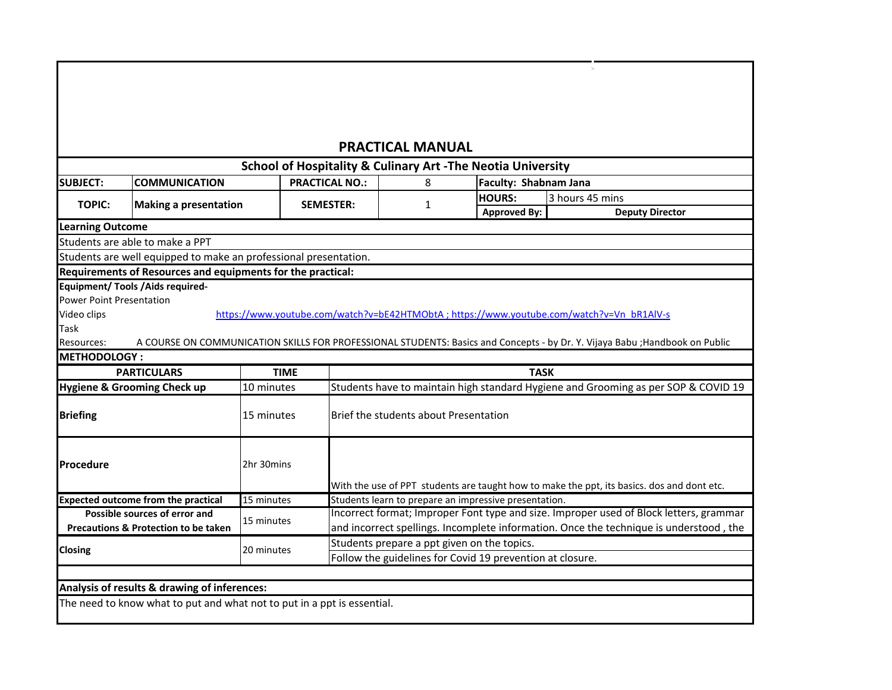# PRACTICAL MANUAL

## School of Hospitality & Culinary Art -The Neotia University

| SUBJECT: | COMMUNICATION | PRACTICAL NO.: | 8 | Faculty: Shabnam Jana | |
|---|---|---|---|---|---|
| TOPIC: | Making a presentation | SEMESTER: | 1 | HOURS: | 3 hours 45 mins |
| | | | | Approved By: | Deputy Director |

**Learning Outcome**

Students are able to make a PPT

Students are well equipped to make an professional presentation.

**Requirements of Resources and equipments for the practical:**

**Equipment/ Tools /Aids required-**

Power Point Presentation

Video clips https://www.youtube.com/watch?v=bE42HTMObtA ; https://www.youtube.com/watch?v=Vn_bR1AlV-s

Task

Resources: A COURSE ON COMMUNICATION SKILLS FOR PROFESSIONAL STUDENTS: Basics and Concepts - by Dr. Y. Vijaya Babu ;Handbook on Public

**METHODOLOGY :**

| PARTICULARS | TIME | TASK |
|---|---|---|
| **Hygiene & Grooming Check up** | 10 minutes | Students have to maintain high standard Hygiene and Grooming as per SOP & COVID 19 |
| **Briefing** | 15 minutes | Brief the students about Presentation |
| **Procedure** | 2hr 30mins | With the use of PPT students are taught how to make the ppt, its basics. dos and dont etc. |
| **Expected outcome from the practical** | 15 minutes | Students learn to prepare an impressive presentation. |
| **Possible sources of error and Precautions & Protection to be taken** | 15 minutes | Incorrect format; Improper Font type and size. Improper used of Block letters, grammar and incorrect spellings. Incomplete information. Once the technique is understood , the |
| **Closing** | 20 minutes | Students prepare a ppt given on the topics.<br>Follow the guidelines for Covid 19 prevention at closure. |

**Analysis of results & drawing of inferences:**

The need to know what to put and what not to put in a ppt is essential.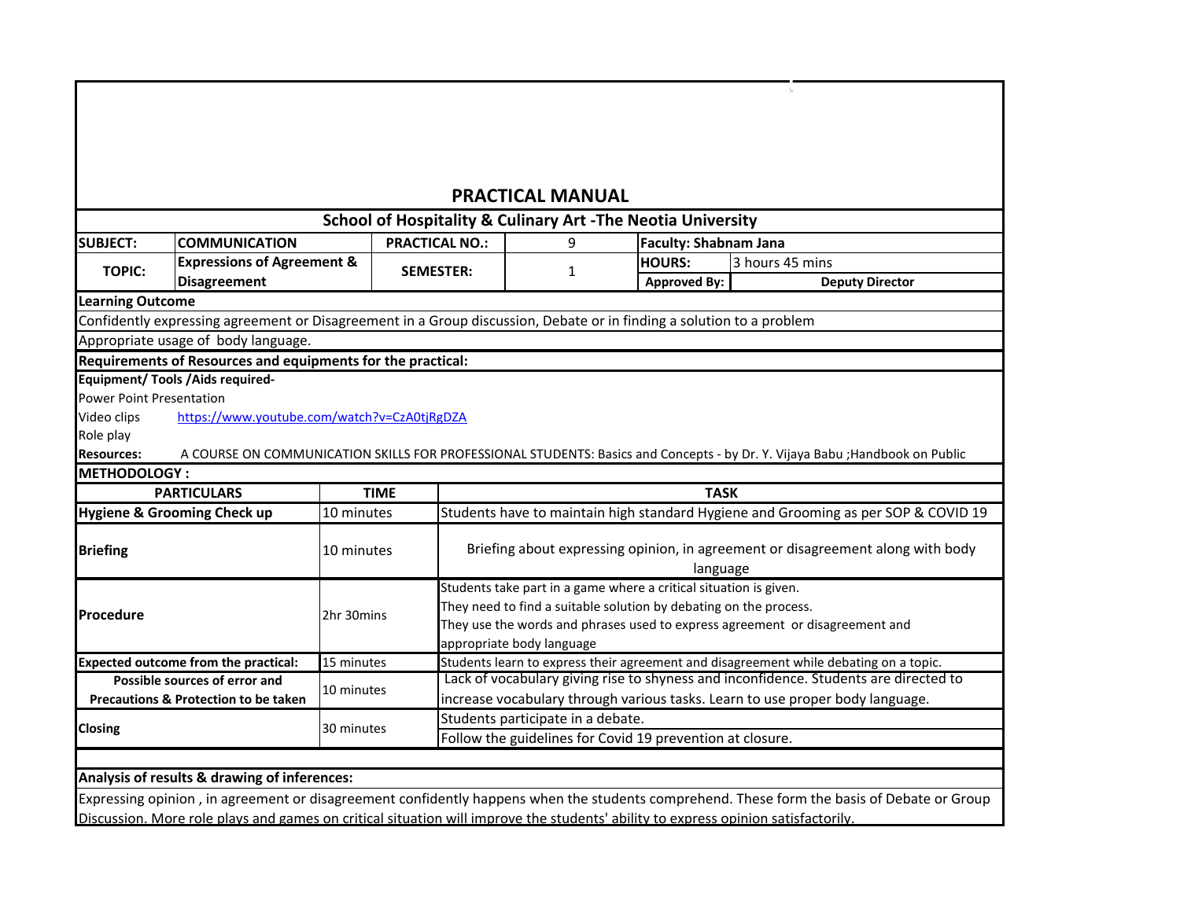# PRACTICAL MANUAL

## School of Hospitality & Culinary Art -The Neotia University

| SUBJECT: | COMMUNICATION | PRACTICAL NO.: | 9 | Faculty: Shabnam Jana | |
|---|---|---|---|---|---|
| TOPIC: | Expressions of Agreement & Disagreement | SEMESTER: | 1 | HOURS: | 3 hours 45 mins |
| | | | | Approved By: | Deputy Director |

**Learning Outcome**

Confidently expressing agreement or Disagreement in a Group discussion, Debate or in finding a solution to a problem

Appropriate usage of body language.

**Requirements of Resources and equipments for the practical:**

**Equipment/ Tools /Aids required-**

Power Point Presentation

Video clips https://www.youtube.com/watch?v=CzA0tjRgDZA

Role play

**Resources:** A COURSE ON COMMUNICATION SKILLS FOR PROFESSIONAL STUDENTS: Basics and Concepts - by Dr. Y. Vijaya Babu ;Handbook on Public

**METHODOLOGY :**

| PARTICULARS | TIME | TASK |
|---|---|---|
| **Hygiene & Grooming Check up** | 10 minutes | Students have to maintain high standard Hygiene and Grooming as per SOP & COVID 19 |
| **Briefing** | 10 minutes | Briefing about expressing opinion, in agreement or disagreement along with body language |
| **Procedure** | 2hr 30mins | Students take part in a game where a critical situation is given. They need to find a suitable solution by debating on the process. They use the words and phrases used to express agreement or disagreement and appropriate body language |
| **Expected outcome from the practical:** | 15 minutes | Students learn to express their agreement and disagreement while debating on a topic. |
| **Possible sources of error and Precautions & Protection to be taken** | 10 minutes | Lack of vocabulary giving rise to shyness and inconfidence. Students are directed to increase vocabulary through various tasks. Learn to use proper body language. |
| **Closing** | 30 minutes | Students participate in a debate. Follow the guidelines for Covid 19 prevention at closure. |

**Analysis of results & drawing of inferences:**

Expressing opinion , in agreement or disagreement confidently happens when the students comprehend. These form the basis of Debate or Group Discussion. More role plays and games on critical situation will improve the students' ability to express opinion satisfactorily.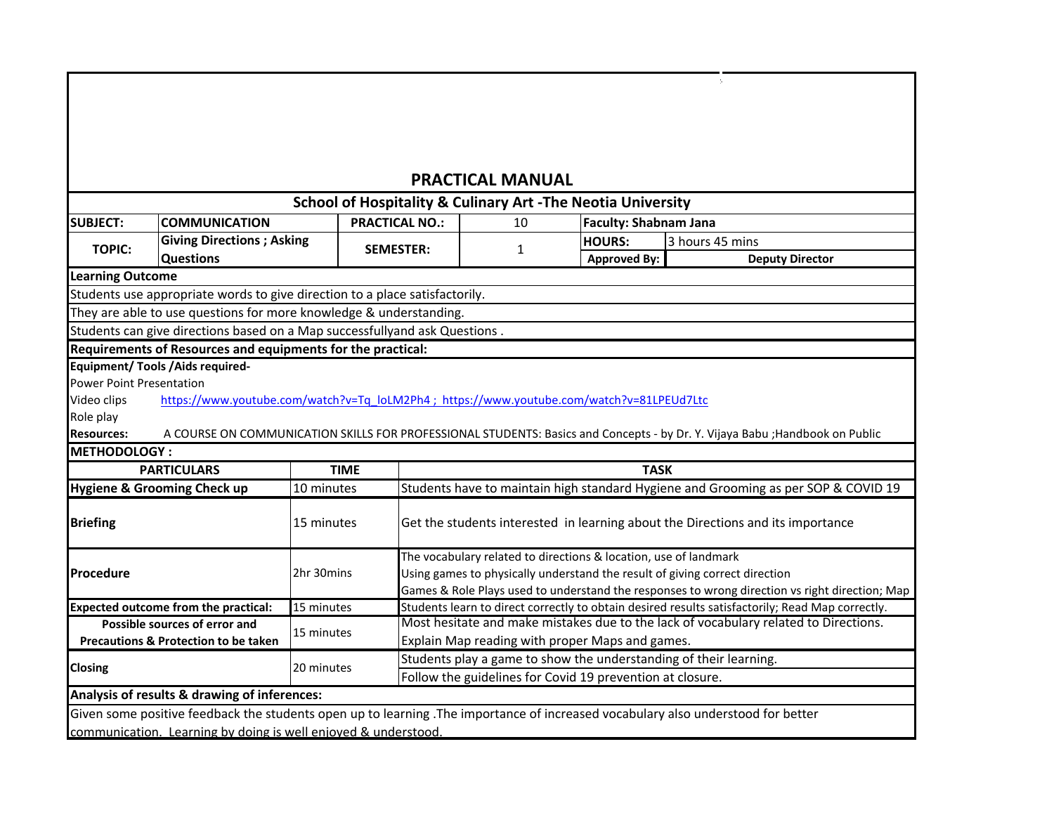# PRACTICAL MANUAL

## School of Hospitality & Culinary Art -The Neotia University

| SUBJECT: | COMMUNICATION | PRACTICAL NO.: | 10 | Faculty: Shabnam Jana | |
|---|---|---|---|---|---|
| TOPIC: | Giving Directions ; Asking Questions | SEMESTER: | 1 | HOURS: | 3 hours 45 mins |
| | | | | Approved By: | Deputy Director |

**Learning Outcome**

Students use appropriate words to give direction to a place satisfactorily.

They are able to use questions for more knowledge & understanding.

Students can give directions based on a Map successfullyand ask Questions .

**Requirements of Resources and equipments for the practical:**

**Equipment/ Tools /Aids required-**

Power Point Presentation

Video clips https://www.youtube.com/watch?v=Tq_loLM2Ph4 ; https://www.youtube.com/watch?v=81LPEUd7Ltc

Role play

**Resources:** A COURSE ON COMMUNICATION SKILLS FOR PROFESSIONAL STUDENTS: Basics and Concepts - by Dr. Y. Vijaya Babu ;Handbook on Public

**METHODOLOGY :**

| PARTICULARS | TIME | TASK |
|---|---|---|
| **Hygiene & Grooming Check up** | 10 minutes | Students have to maintain high standard Hygiene and Grooming as per SOP & COVID 19 |
| **Briefing** | 15 minutes | Get the students interested in learning about the Directions and its importance |
| **Procedure** | 2hr 30mins | The vocabulary related to directions & location, use of landmark<br>Using games to physically understand the result of giving correct direction<br>Games & Role Plays used to understand the responses to wrong direction vs right direction; Map |
| **Expected outcome from the practical:** | 15 minutes | Students learn to direct correctly to obtain desired results satisfactorily; Read Map correctly. |
| **Possible sources of error and Precautions & Protection to be taken** | 15 minutes | Most hesitate and make mistakes due to the lack of vocabulary related to Directions.<br>Explain Map reading with proper Maps and games. |
| **Closing** | 20 minutes | Students play a game to show the understanding of their learning.<br>Follow the guidelines for Covid 19 prevention at closure. |

**Analysis of results & drawing of inferences:**

Given some positive feedback the students open up to learning .The importance of increased vocabulary also understood for better communication. Learning by doing is well enjoyed & understood.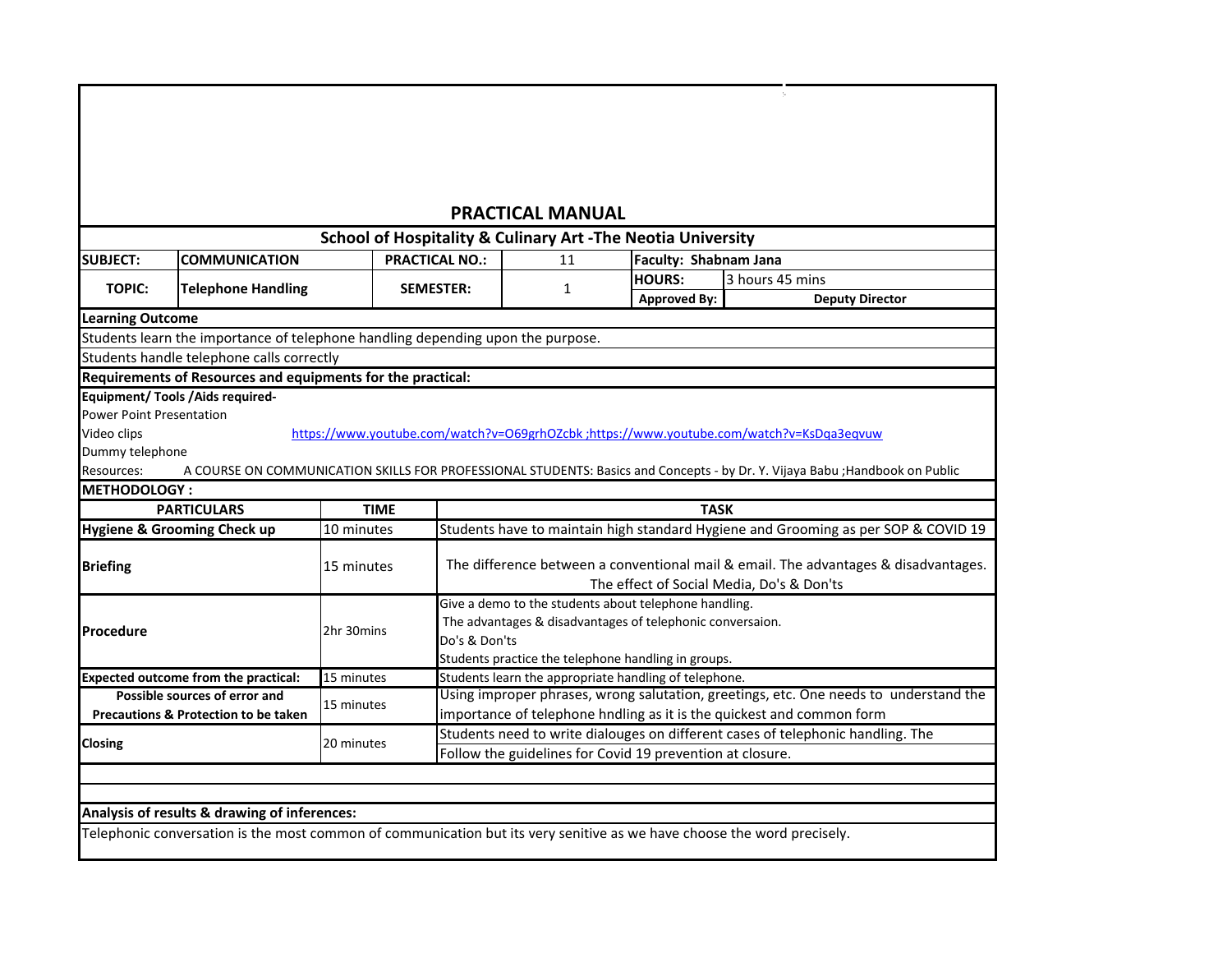# PRACTICAL MANUAL

## School of Hospitality & Culinary Art -The Neotia University

| SUBJECT: | COMMUNICATION | PRACTICAL NO.: | 11 | Faculty: Shabnam Jana | |
|---|---|---|---|---|---|
| TOPIC: | Telephone Handling | SEMESTER: | 1 | HOURS: | 3 hours 45 mins |
| | | | | Approved By: | Deputy Director |

**Learning Outcome**

Students learn the importance of telephone handling depending upon the purpose.

Students handle telephone calls correctly

**Requirements of Resources and equipments for the practical:**

**Equipment/ Tools /Aids required-**

Power Point Presentation

Video clips https://www.youtube.com/watch?v=O69grhOZcbk ;https://www.youtube.com/watch?v=KsDqa3eqvuw

Dummy telephone

Resources: A COURSE ON COMMUNICATION SKILLS FOR PROFESSIONAL STUDENTS: Basics and Concepts - by Dr. Y. Vijaya Babu ;Handbook on Public

**METHODOLOGY :**

| PARTICULARS | TIME | TASK |
|---|---|---|
| **Hygiene & Grooming Check up** | 10 minutes | Students have to maintain high standard Hygiene and Grooming as per SOP & COVID 19 |
| **Briefing** | 15 minutes | The difference between a conventional mail & email. The advantages & disadvantages. The effect of Social Media, Do's & Don'ts |
| **Procedure** | 2hr 30mins | Give a demo to the students about telephone handling.<br>The advantages & disadvantages of telephonic conversaion.<br>Do's & Don'ts<br>Students practice the telephone handling in groups. |
| **Expected outcome from the practical:** | 15 minutes | Students learn the appropriate handling of telephone. |
| **Possible sources of error and Precautions & Protection to be taken** | 15 minutes | Using improper phrases, wrong salutation, greetings, etc. One needs to understand the importance of telephone hndling as it is the quickest and common form |
| **Closing** | 20 minutes | Students need to write dialouges on different cases of telephonic handling. The<br>Follow the guidelines for Covid 19 prevention at closure. |

**Analysis of results & drawing of inferences:**

Telephonic conversation is the most common of communication but its very senitive as we have choose the word precisely.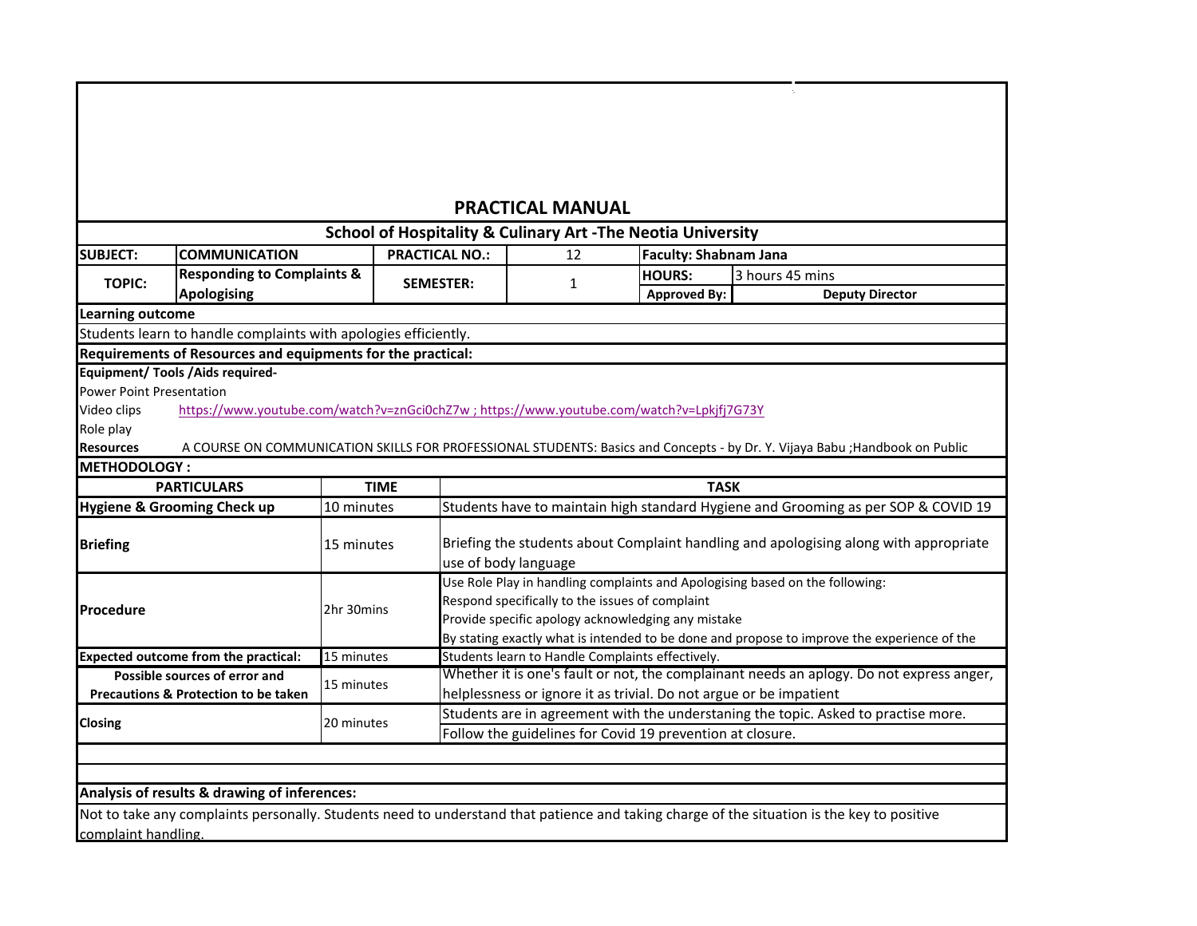# PRACTICAL MANUAL

## School of Hospitality & Culinary Art -The Neotia University

| SUBJECT: | COMMUNICATION | PRACTICAL NO.: | 12 | Faculty: Shabnam Jana | |
|---|---|---|---|---|---|
| TOPIC: | Responding to Complaints & Apologising | SEMESTER: | 1 | HOURS: | 3 hours 45 mins |
| | | | | Approved By: | Deputy Director |

**Learning outcome**

Students learn to handle complaints with apologies efficiently.

**Requirements of Resources and equipments for the practical:**

**Equipment/ Tools /Aids required-**

Power Point Presentation

Video clips https://www.youtube.com/watch?v=znGci0chZ7w ; https://www.youtube.com/watch?v=Lpkjfj7G73Y

Role play

**Resources** A COURSE ON COMMUNICATION SKILLS FOR PROFESSIONAL STUDENTS: Basics and Concepts - by Dr. Y. Vijaya Babu ;Handbook on Public

**METHODOLOGY :**

| PARTICULARS | TIME | TASK |
|---|---|---|
| **Hygiene & Grooming Check up** | 10 minutes | Students have to maintain high standard Hygiene and Grooming as per SOP & COVID 19 |
| **Briefing** | 15 minutes | Briefing the students about Complaint handling and apologising along with appropriate use of body language |
| **Procedure** | 2hr 30mins | Use Role Play in handling complaints and Apologising based on the following:<br>Respond specifically to the issues of complaint<br>Provide specific apology acknowledging any mistake<br>By stating exactly what is intended to be done and propose to improve the experience of the |
| **Expected outcome from the practical:** | 15 minutes | Students learn to Handle Complaints effectively. |
| **Possible sources of error and Precautions & Protection to be taken** | 15 minutes | Whether it is one's fault or not, the complainant needs an aplogy. Do not express anger, helplessness or ignore it as trivial. Do not argue or be impatient |
| **Closing** | 20 minutes | Students are in agreement with the understaning the topic. Asked to practise more.<br>Follow the guidelines for Covid 19 prevention at closure. |

**Analysis of results & drawing of inferences:**

Not to take any complaints personally. Students need to understand that patience and taking charge of the situation is the key to positive complaint handling.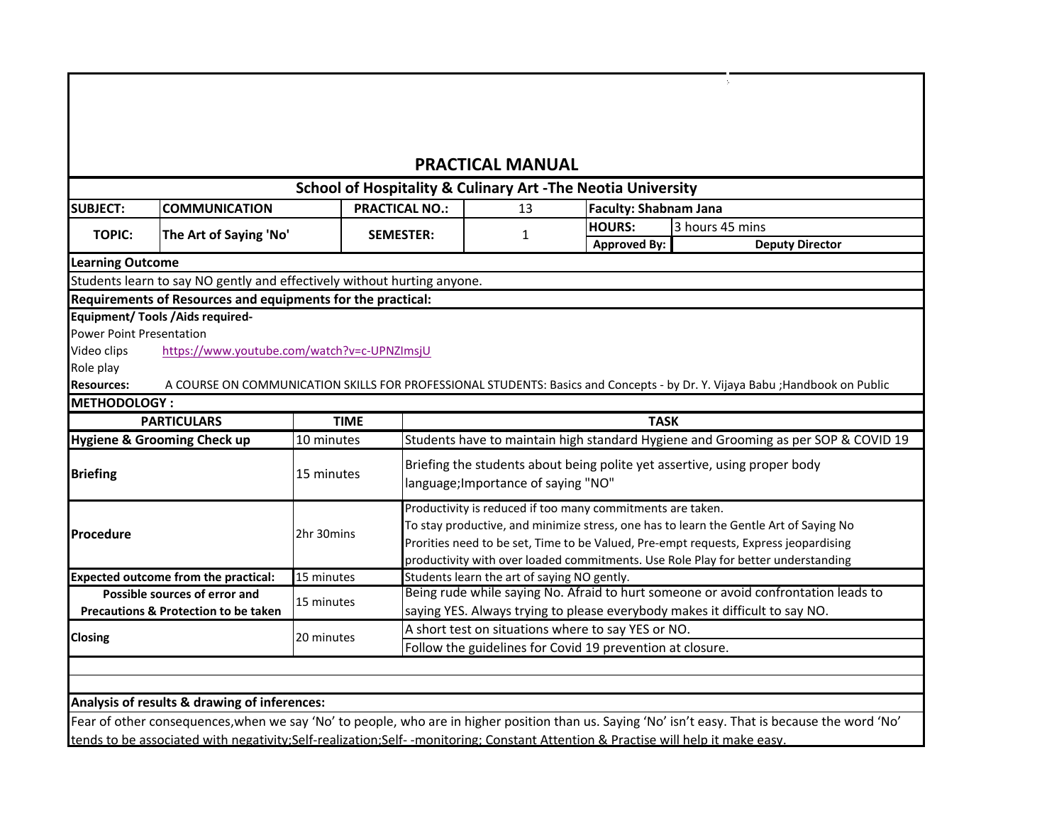# PRACTICAL MANUAL

## School of Hospitality & Culinary Art -The Neotia University

| SUBJECT: | COMMUNICATION | PRACTICAL NO.: | 13 | Faculty: Shabnam Jana | |
|---|---|---|---|---|---|
| TOPIC: | The Art of Saying 'No' | SEMESTER: | 1 | HOURS: | 3 hours 45 mins |
| | | | | Approved By: | Deputy Director |

**Learning Outcome**

Students learn to say NO gently and effectively without hurting anyone.

**Requirements of Resources and equipments for the practical:**

**Equipment/ Tools /Aids required-**

Power Point Presentation

Video clips https://www.youtube.com/watch?v=c-UPNZImsjU

Role play

**Resources:** A COURSE ON COMMUNICATION SKILLS FOR PROFESSIONAL STUDENTS: Basics and Concepts - by Dr. Y. Vijaya Babu ;Handbook on Public

**METHODOLOGY :**

| PARTICULARS | TIME | TASK |
|---|---|---|
| **Hygiene & Grooming Check up** | 10 minutes | Students have to maintain high standard Hygiene and Grooming as per SOP & COVID 19 |
| **Briefing** | 15 minutes | Briefing the students about being polite yet assertive, using proper body language;Importance of saying "NO" |
| **Procedure** | 2hr 30mins | Productivity is reduced if too many commitments are taken.<br>To stay productive, and minimize stress, one has to learn the Gentle Art of Saying No<br>Prorities need to be set, Time to be Valued, Pre-empt requests, Express jeopardising productivity with over loaded commitments. Use Role Play for better understanding |
| **Expected outcome from the practical:** | 15 minutes | Students learn the art of saying NO gently. |
| **Possible sources of error and Precautions & Protection to be taken** | 15 minutes | Being rude while saying No. Afraid to hurt someone or avoid confrontation leads to saying YES. Always trying to please everybody makes it difficult to say NO. |
| **Closing** | 20 minutes | A short test on situations where to say YES or NO.<br>Follow the guidelines for Covid 19 prevention at closure. |

**Analysis of results & drawing of inferences:**

Fear of other consequences,when we say 'No' to people, who are in higher position than us. Saying 'No' isn't easy. That is because the word 'No' tends to be associated with negativity;Self-realization;Self- -monitoring; Constant Attention & Practise will help it make easy.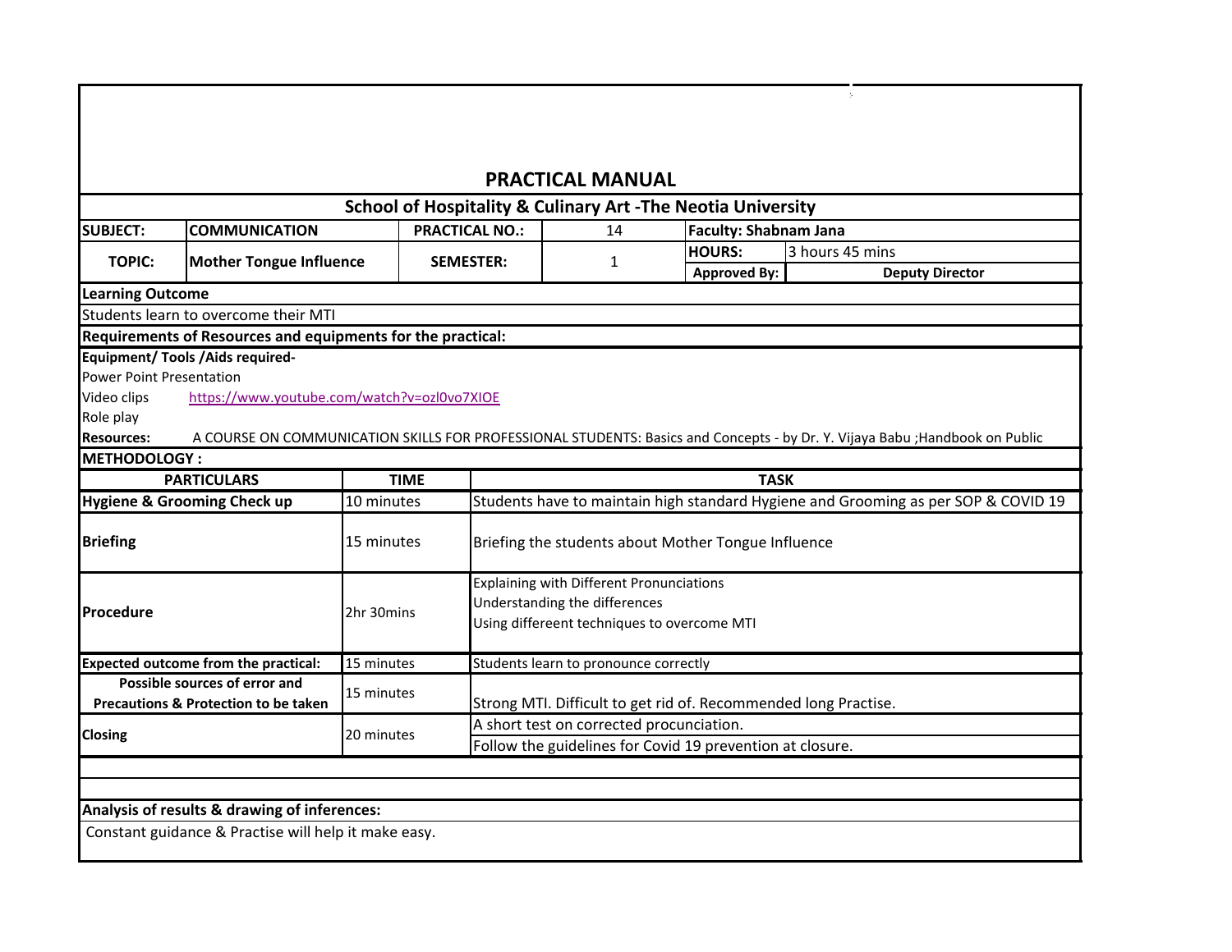# PRACTICAL MANUAL

## School of Hospitality & Culinary Art -The Neotia University

| | | | | | |
|---|---|---|---|---|---|
| **SUBJECT:** | **COMMUNICATION** | **PRACTICAL NO.:** | 14 | **Faculty: Shabnam Jana** | |
| **TOPIC:** | **Mother Tongue Influence** | **SEMESTER:** | 1 | **HOURS:** | 3 hours 45 mins |
| | | | | **Approved By:** | **Deputy Director** |

**Learning Outcome**

Students learn to overcome their MTI

**Requirements of Resources and equipments for the practical:**

**Equipment/ Tools /Aids required-**

Power Point Presentation

Video clips https://www.youtube.com/watch?v=ozl0vo7XIOE

Role play

**Resources:** A COURSE ON COMMUNICATION SKILLS FOR PROFESSIONAL STUDENTS: Basics and Concepts - by Dr. Y. Vijaya Babu ;Handbook on Public

**METHODOLOGY :**

| PARTICULARS | TIME | TASK |
|---|---|---|
| **Hygiene & Grooming Check up** | 10 minutes | Students have to maintain high standard Hygiene and Grooming as per SOP & COVID 19 |
| **Briefing** | 15 minutes | Briefing the students about Mother Tongue Influence |
| **Procedure** | 2hr 30mins | Explaining with Different Pronunciations<br>Understanding the differences<br>Using differeent techniques to overcome MTI |
| **Expected outcome from the practical:** | 15 minutes | Students learn to pronounce correctly |
| **Possible sources of error and Precautions & Protection to be taken** | 15 minutes | Strong MTI. Difficult to get rid of. Recommended long Practise. |
| **Closing** | 20 minutes | A short test on corrected procunciation.<br>Follow the guidelines for Covid 19 prevention at closure. |

**Analysis of results & drawing of inferences:**

Constant guidance & Practise will help it make easy.